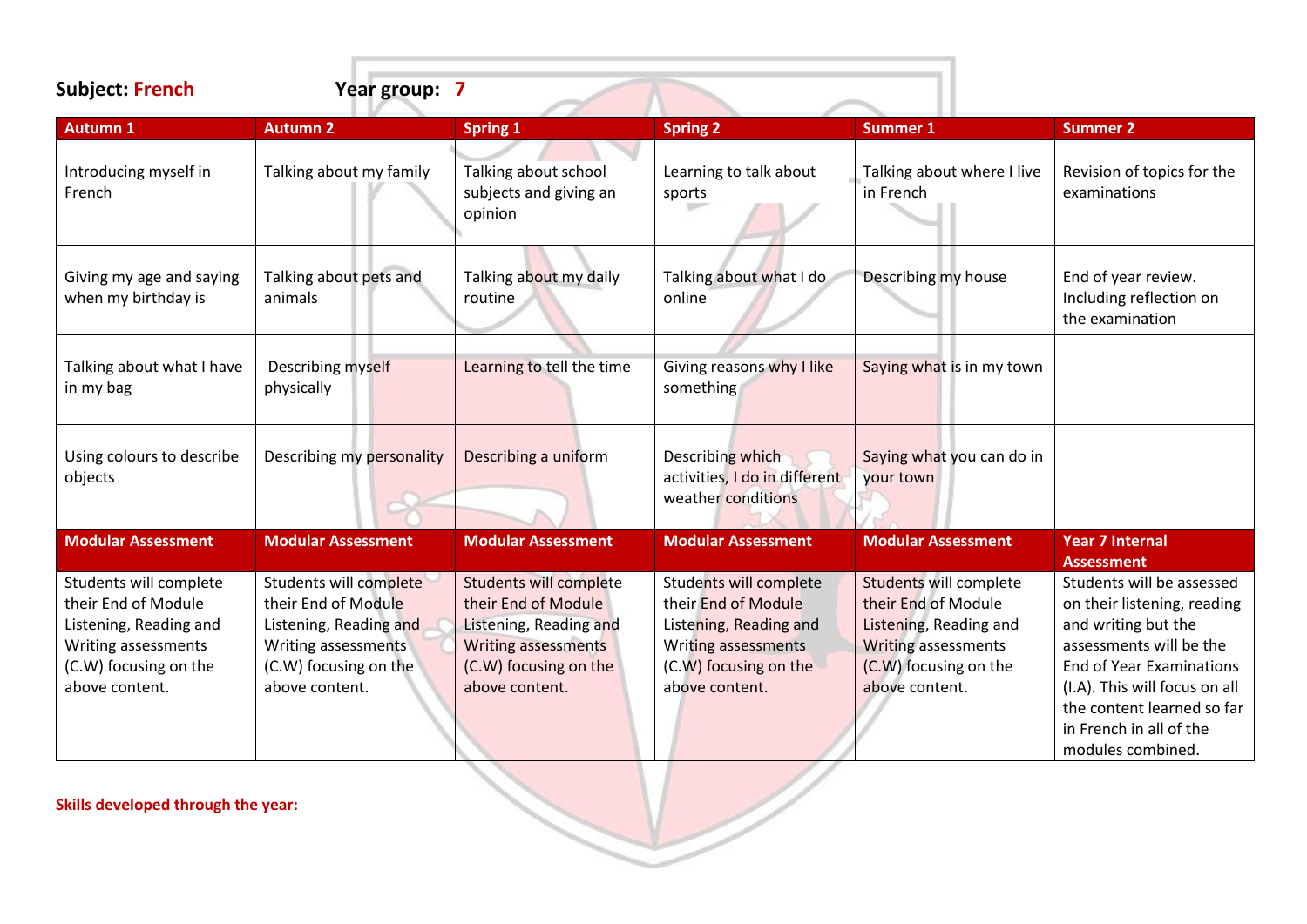**Subject:** **French** **Year group:** **7**

| Autumn 1 | Autumn 2 | Spring 1 | Spring 2 | Summer 1 | Summer 2 |
|---|---|---|---|---|---|
| Introducing myself in French | Talking about my family | Talking about school subjects and giving an opinion | Learning to talk about sports | Talking about where I live in French | Revision of topics for the examinations |
| Giving my age and saying when my birthday is | Talking about pets and animals | Talking about my daily routine | Talking about what I do online | Describing my house | End of year review. Including reflection on the examination |
| Talking about what I have in my bag | Describing myself physically | Learning to tell the time | Giving reasons why I like something | Saying what is in my town | |
| Using colours to describe objects | Describing my personality | Describing a uniform | Describing which activities, I do in different weather conditions | Saying what you can do in your town | |
| **Modular Assessment** | **Modular Assessment** | **Modular Assessment** | **Modular Assessment** | **Modular Assessment** | **Year 7 Internal Assessment** |
| Students will complete their End of Module Listening, Reading and Writing assessments (C.W) focusing on the above content. | Students will complete their End of Module Listening, Reading and Writing assessments (C.W) focusing on the above content. | Students will complete their End of Module Listening, Reading and Writing assessments (C.W) focusing on the above content. | Students will complete their End of Module Listening, Reading and Writing assessments (C.W) focusing on the above content. | Students will complete their End of Module Listening, Reading and Writing assessments (C.W) focusing on the above content. | Students will be assessed on their listening, reading and writing but the assessments will be the End of Year Examinations (I.A). This will focus on all the content learned so far in French in all of the modules combined. |

**Skills developed through the year:**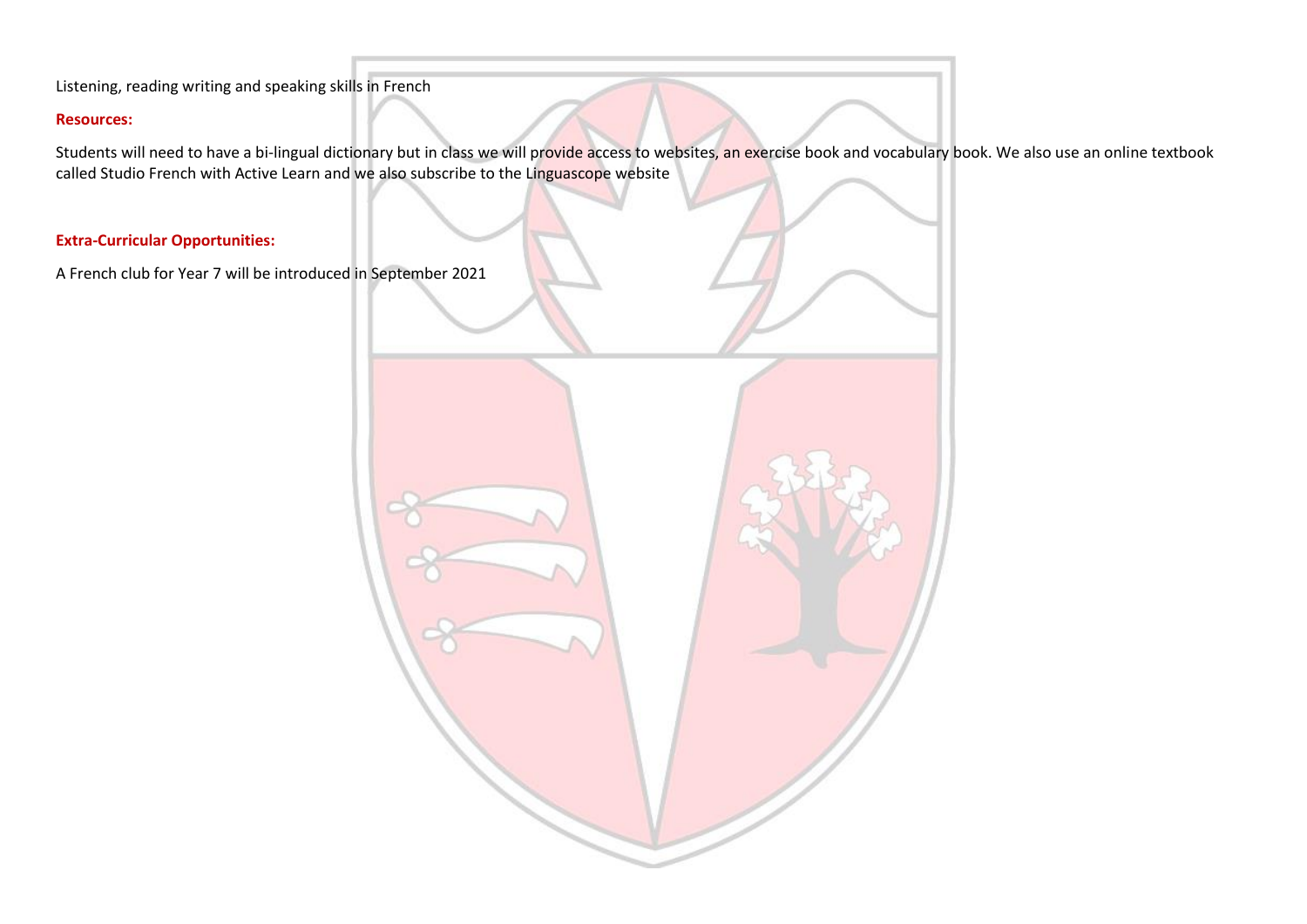Listening, reading writing and speaking skills in French

**Resources:**

Students will need to have a bi-lingual dictionary but in class we will provide access to websites, an exercise book and vocabulary book. We also use an online textbook called Studio French with Active Learn and we also subscribe to the Linguascope website

**Extra-Curricular Opportunities:**

A French club for Year 7 will be introduced in September 2021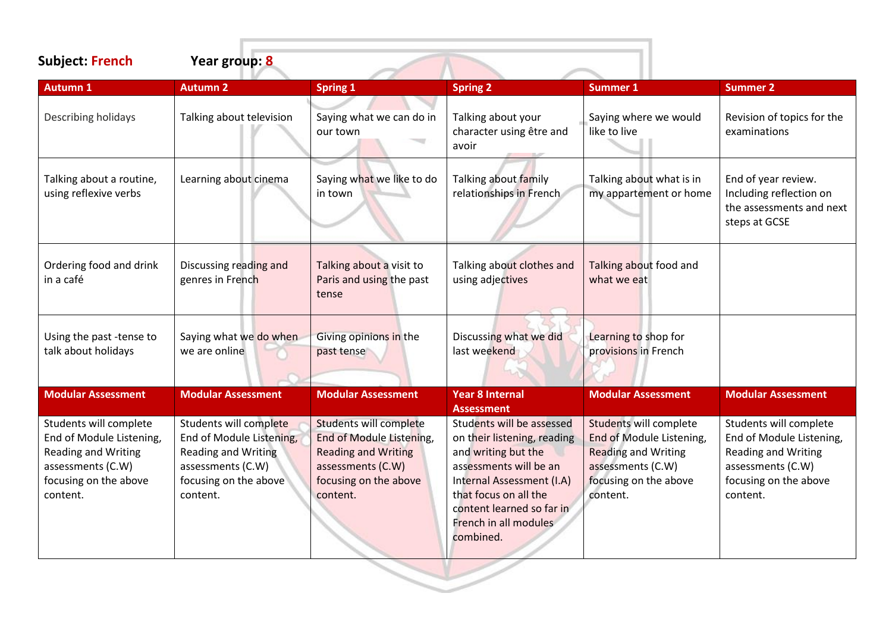**Subject:** **French**   **Year group:** **8**

| Autumn 1 | Autumn 2 | Spring 1 | Spring 2 | Summer 1 | Summer 2 |
|---|---|---|---|---|---|
| Describing holidays | Talking about television | Saying what we can do in our town | Talking about your character using être and avoir | Saying where we would like to live | Revision of topics for the examinations |
| Talking about a routine, using reflexive verbs | Learning about cinema | Saying what we like to do in town | Talking about family relationships in French | Talking about what is in my appartement or home | End of year review. Including reflection on the assessments and next steps at GCSE |
| Ordering food and drink in a café | Discussing reading and genres in French | Talking about a visit to Paris and using the past tense | Talking about clothes and using adjectives | Talking about food and what we eat | |
| Using the past -tense to talk about holidays | Saying what we do when we are online | Giving opinions in the past tense | Discussing what we did last weekend | Learning to shop for provisions in French | |
| **Modular Assessment** | **Modular Assessment** | **Modular Assessment** | **Year 8 Internal Assessment** | **Modular Assessment** | **Modular Assessment** |
| Students will complete End of Module Listening, Reading and Writing assessments (C.W) focusing on the above content. | Students will complete End of Module Listening, Reading and Writing assessments (C.W) focusing on the above content. | Students will complete End of Module Listening, Reading and Writing assessments (C.W) focusing on the above content. | Students will be assessed on their listening, reading and writing but the assessments will be an Internal Assessment (I.A) that focus on all the content learned so far in French in all modules combined. | Students will complete End of Module Listening, Reading and Writing assessments (C.W) focusing on the above content. | Students will complete End of Module Listening, Reading and Writing assessments (C.W) focusing on the above content. |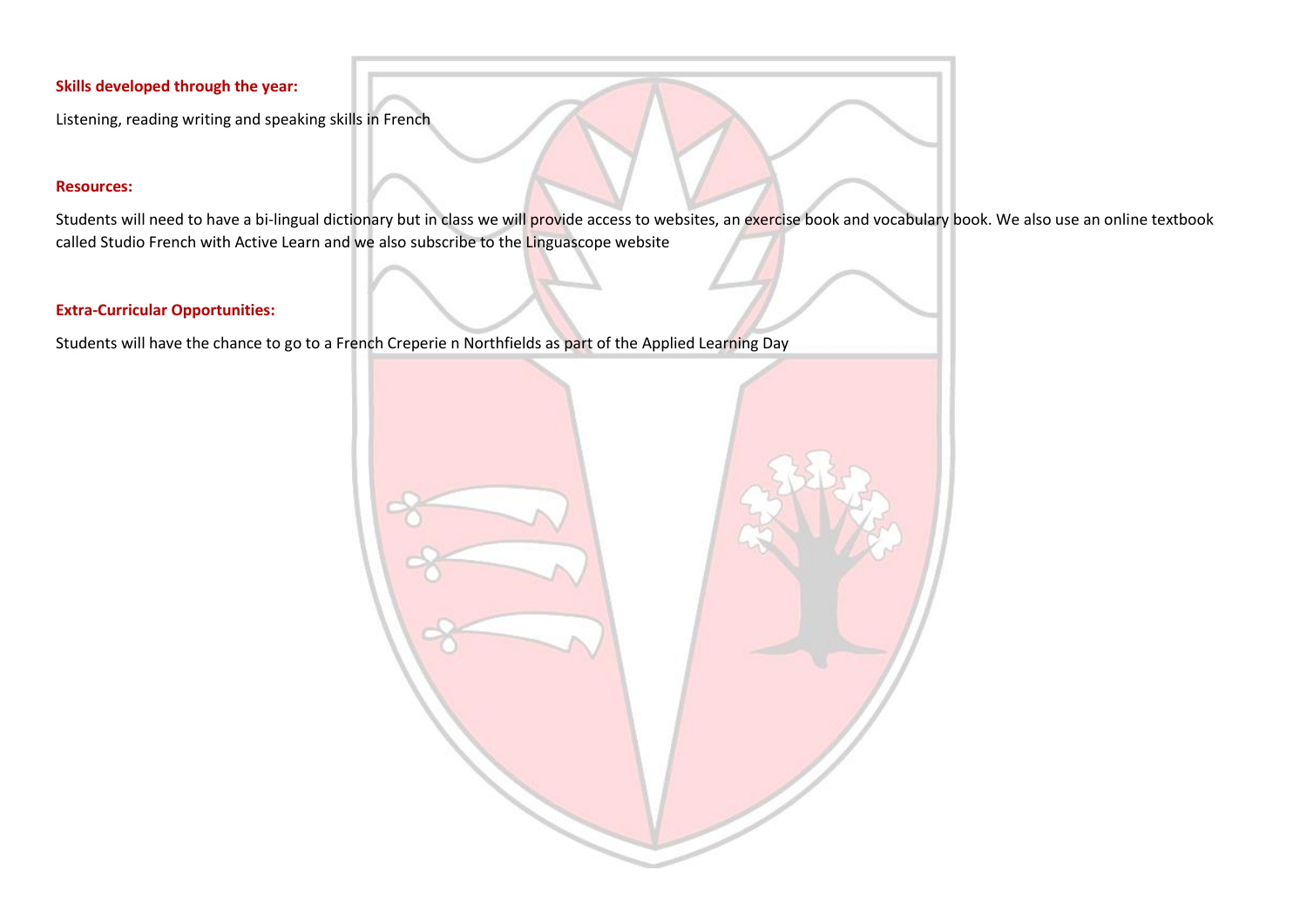**Skills developed through the year:**

Listening, reading writing and speaking skills in French

**Resources:**

Students will need to have a bi-lingual dictionary but in class we will provide access to websites, an exercise book and vocabulary book. We also use an online textbook called Studio French with Active Learn and we also subscribe to the Linguascope website

**Extra-Curricular Opportunities:**

Students will have the chance to go to a French Creperie n Northfields as part of the Applied Learning Day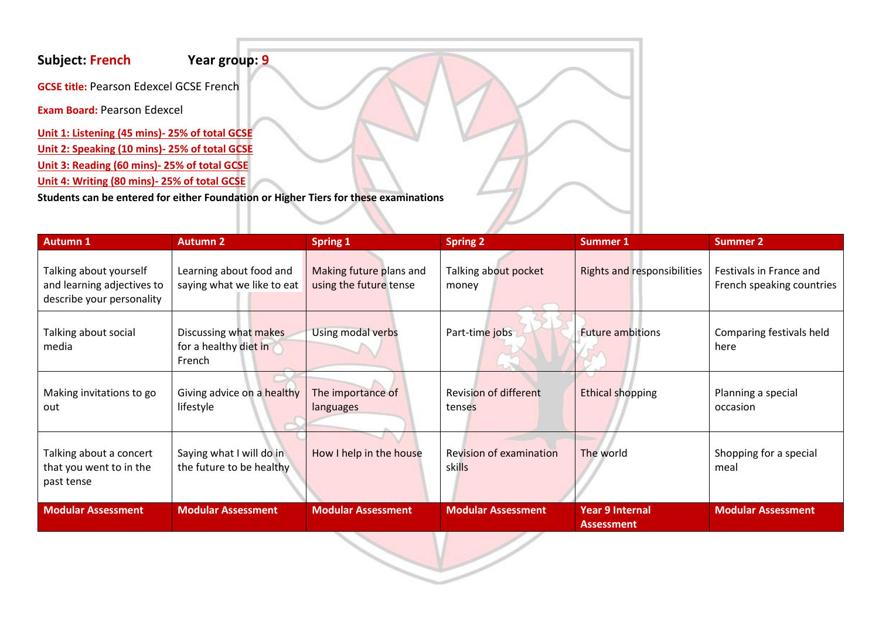**Subject: French** **Year group: 9**

**GCSE title:** Pearson Edexcel GCSE French

**Exam Board:** Pearson Edexcel

**Unit 1: Listening (45 mins)- 25% of total GCSE**
**Unit 2: Speaking (10 mins)- 25% of total GCSE**
**Unit 3: Reading (60 mins)- 25% of total GCSE**
**Unit 4: Writing (80 mins)- 25% of total GCSE**

**Students can be entered for either Foundation or Higher Tiers for these examinations**

| Autumn 1 | Autumn 2 | Spring 1 | Spring 2 | Summer 1 | Summer 2 |
|---|---|---|---|---|---|
| Talking about yourself and learning adjectives to describe your personality | Learning about food and saying what we like to eat | Making future plans and using the future tense | Talking about pocket money | Rights and responsibilities | Festivals in France and French speaking countries |
| Talking about social media | Discussing what makes for a healthy diet in French | Using modal verbs | Part-time jobs | Future ambitions | Comparing festivals held here |
| Making invitations to go out | Giving advice on a healthy lifestyle | The importance of languages | Revision of different tenses | Ethical shopping | Planning a special occasion |
| Talking about a concert that you went to in the past tense | Saying what I will do in the future to be healthy | How I help in the house | Revision of examination skills | The world | Shopping for a special meal |
| **Modular Assessment** | **Modular Assessment** | **Modular Assessment** | **Modular Assessment** | **Year 9 Internal Assessment** | **Modular Assessment** |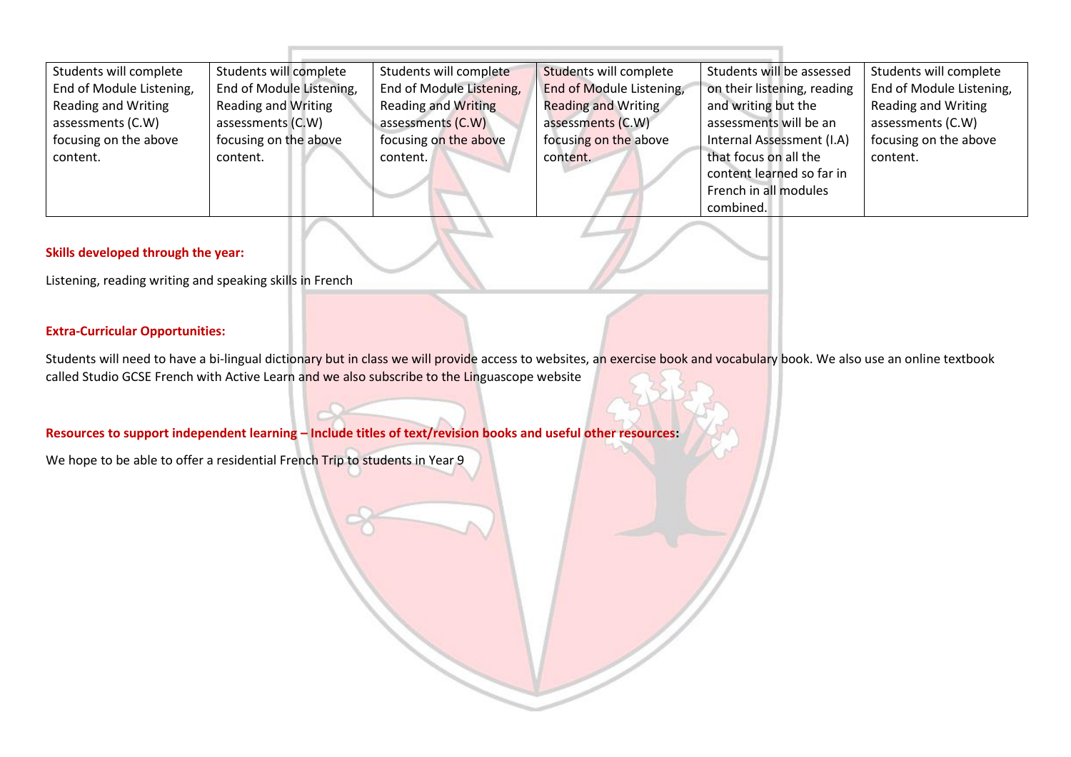| Students will complete End of Module Listening, Reading and Writing assessments (C.W) focusing on the above content. | Students will complete End of Module Listening, Reading and Writing assessments (C.W) focusing on the above content. | Students will complete End of Module Listening, Reading and Writing assessments (C.W) focusing on the above content. | Students will complete End of Module Listening, Reading and Writing assessments (C.W) focusing on the above content. | Students will be assessed on their listening, reading and writing but the assessments will be an Internal Assessment (I.A) that focus on all the content learned so far in French in all modules combined. | Students will complete End of Module Listening, Reading and Writing assessments (C.W) focusing on the above content. |
|---|---|---|---|---|---|

**Skills developed through the year:**

Listening, reading writing and speaking skills in French

**Extra-Curricular Opportunities:**

Students will need to have a bi-lingual dictionary but in class we will provide access to websites, an exercise book and vocabulary book. We also use an online textbook called Studio GCSE French with Active Learn and we also subscribe to the Linguascope website

**Resources to support independent learning – Include titles of text/revision books and useful other resources:**

We hope to be able to offer a residential French Trip to students in Year 9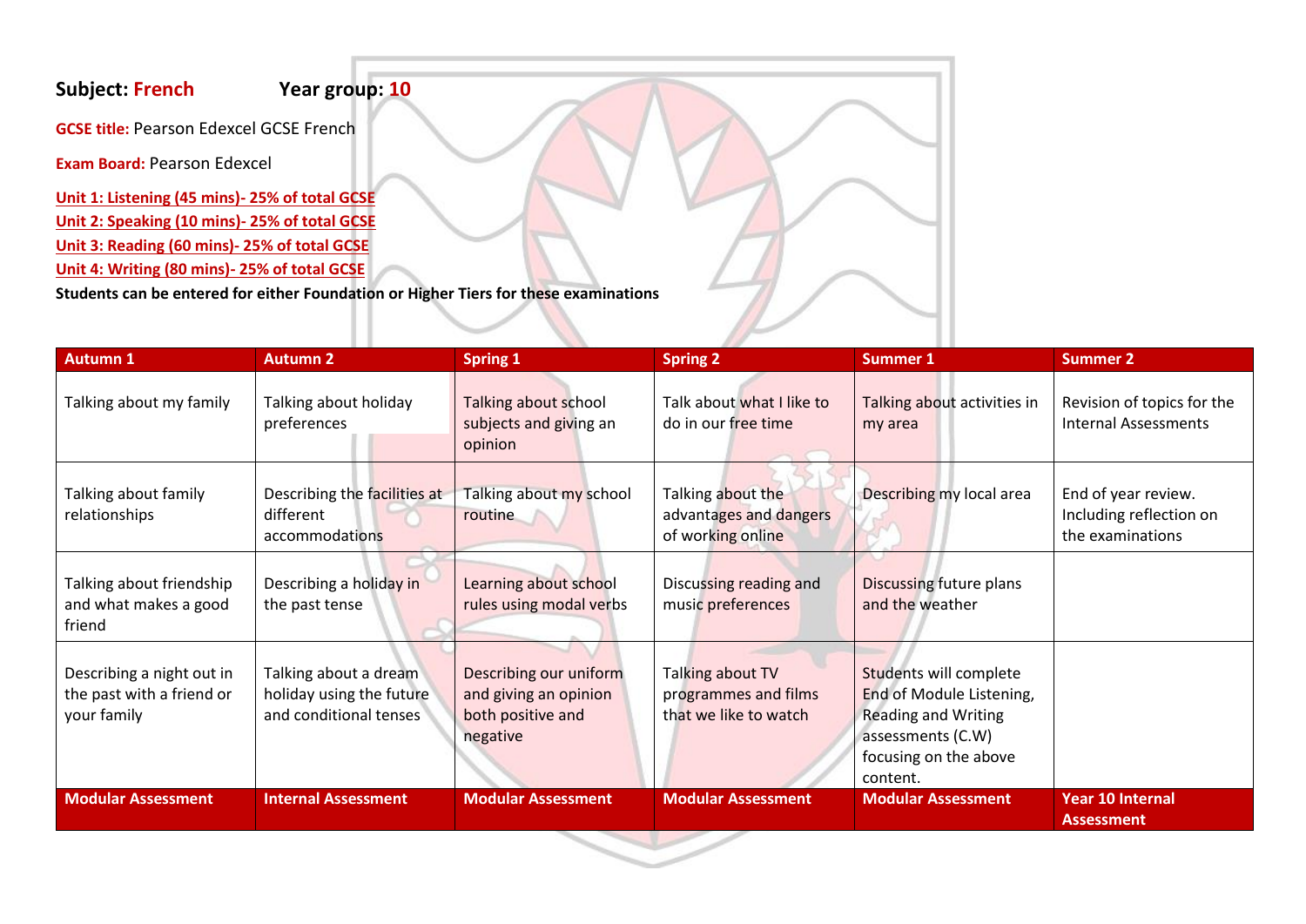**Subject:** French **Year group:** 10

**GCSE title:** Pearson Edexcel GCSE French

**Exam Board:** Pearson Edexcel

**Unit 1: Listening (45 mins)- 25% of total GCSE**
**Unit 2: Speaking (10 mins)- 25% of total GCSE**
**Unit 3: Reading (60 mins)- 25% of total GCSE**
**Unit 4: Writing (80 mins)- 25% of total GCSE**

**Students can be entered for either Foundation or Higher Tiers for these examinations**

| Autumn 1 | Autumn 2 | Spring 1 | Spring 2 | Summer 1 | Summer 2 |
|---|---|---|---|---|---|
| Talking about my family | Talking about holiday preferences | Talking about school subjects and giving an opinion | Talk about what I like to do in our free time | Talking about activities in my area | Revision of topics for the Internal Assessments |
| Talking about family relationships | Describing the facilities at different accommodations | Talking about my school routine | Talking about the advantages and dangers of working online | Describing my local area | End of year review. Including reflection on the examinations |
| Talking about friendship and what makes a good friend | Describing a holiday in the past tense | Learning about school rules using modal verbs | Discussing reading and music preferences | Discussing future plans and the weather | |
| Describing a night out in the past with a friend or your family | Talking about a dream holiday using the future and conditional tenses | Describing our uniform and giving an opinion both positive and negative | Talking about TV programmes and films that we like to watch | Students will complete End of Module Listening, Reading and Writing assessments (C.W) focusing on the above content. | |
| **Modular Assessment** | **Internal Assessment** | **Modular Assessment** | **Modular Assessment** | **Modular Assessment** | **Year 10 Internal Assessment** |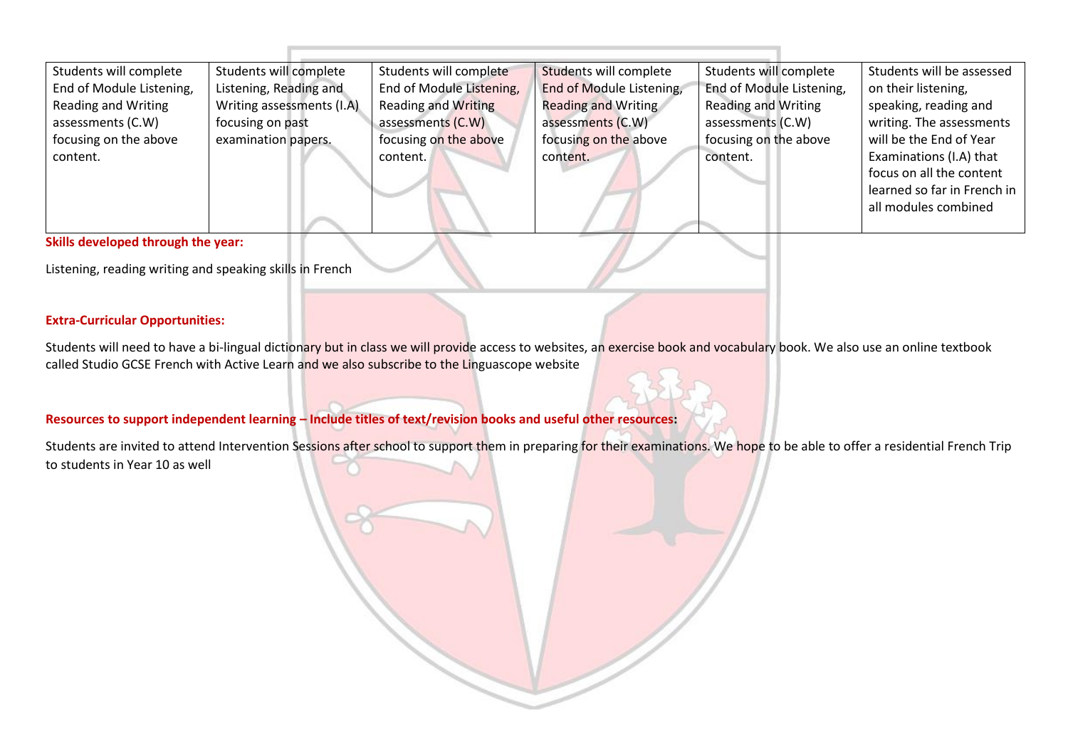| | | | | | |
|---|---|---|---|---|---|
| Students will complete End of Module Listening, Reading and Writing assessments (C.W) focusing on the above content. | Students will complete Listening, Reading and Writing assessments (I.A) focusing on past examination papers. | Students will complete End of Module Listening, Reading and Writing assessments (C.W) focusing on the above content. | Students will complete End of Module Listening, Reading and Writing assessments (C.W) focusing on the above content. | Students will complete End of Module Listening, Reading and Writing assessments (C.W) focusing on the above content. | Students will be assessed on their listening, speaking, reading and writing. The assessments will be the End of Year Examinations (I.A) that focus on all the content learned so far in French in all modules combined |

**Skills developed through the year:**

Listening, reading writing and speaking skills in French

**Extra-Curricular Opportunities:**

Students will need to have a bi-lingual dictionary but in class we will provide access to websites, an exercise book and vocabulary book. We also use an online textbook called Studio GCSE French with Active Learn and we also subscribe to the Linguascope website

**Resources to support independent learning – Include titles of text/revision books and useful other resources:**

Students are invited to attend Intervention Sessions after school to support them in preparing for their examinations. We hope to be able to offer a residential French Trip to students in Year 10 as well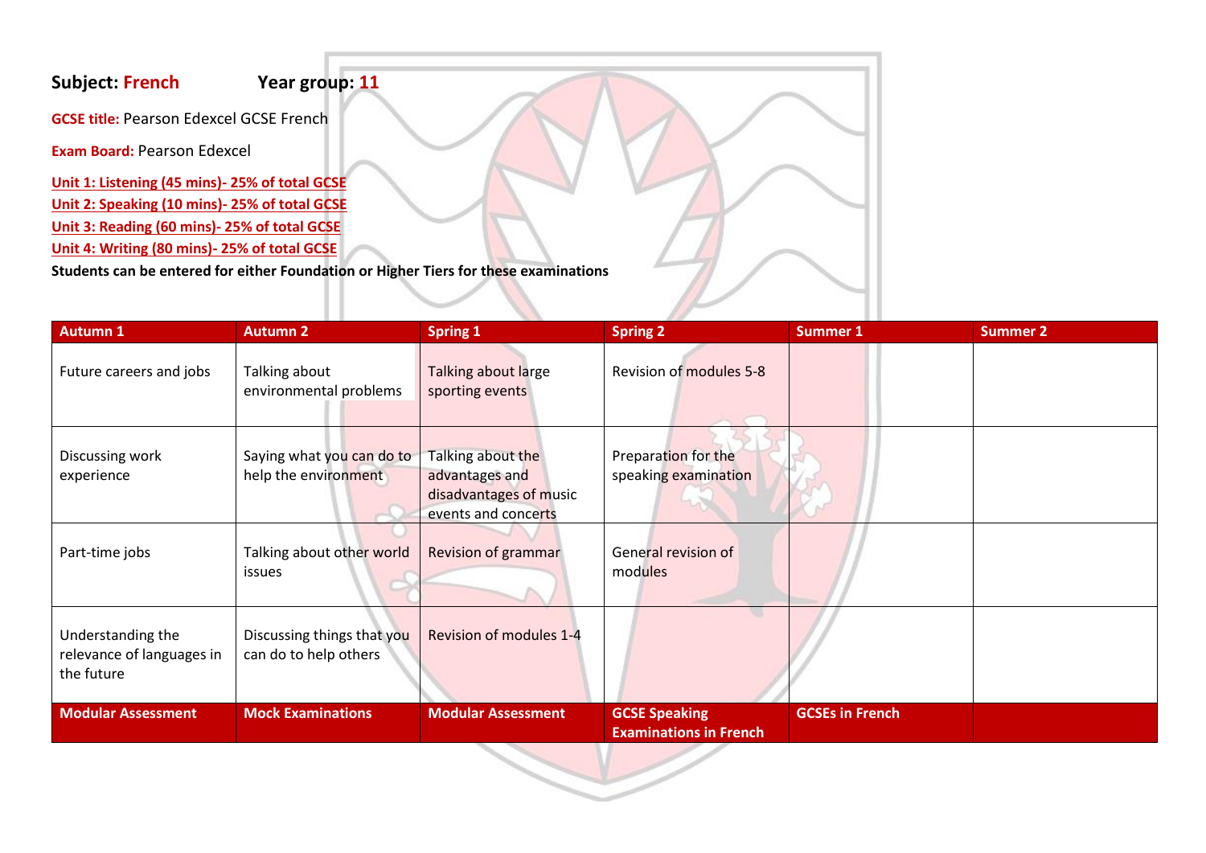**Subject: French** **Year group: 11**

**GCSE title:** Pearson Edexcel GCSE French

**Exam Board:** Pearson Edexcel

**Unit 1: Listening (45 mins)- 25% of total GCSE**
**Unit 2: Speaking (10 mins)- 25% of total GCSE**
**Unit 3: Reading (60 mins)- 25% of total GCSE**
**Unit 4: Writing (80 mins)- 25% of total GCSE**

**Students can be entered for either Foundation or Higher Tiers for these examinations**

| Autumn 1 | Autumn 2 | Spring 1 | Spring 2 | Summer 1 | Summer 2 |
|---|---|---|---|---|---|
| Future careers and jobs | Talking about environmental problems | Talking about large sporting events | Revision of modules 5-8 | | |
| Discussing work experience | Saying what you can do to help the environment | Talking about the advantages and disadvantages of music events and concerts | Preparation for the speaking examination | | |
| Part-time jobs | Talking about other world issues | Revision of grammar | General revision of modules | | |
| Understanding the relevance of languages in the future | Discussing things that you can do to help others | Revision of modules 1-4 | | | |
| **Modular Assessment** | **Mock Examinations** | **Modular Assessment** | **GCSE Speaking Examinations in French** | **GCSEs in French** | |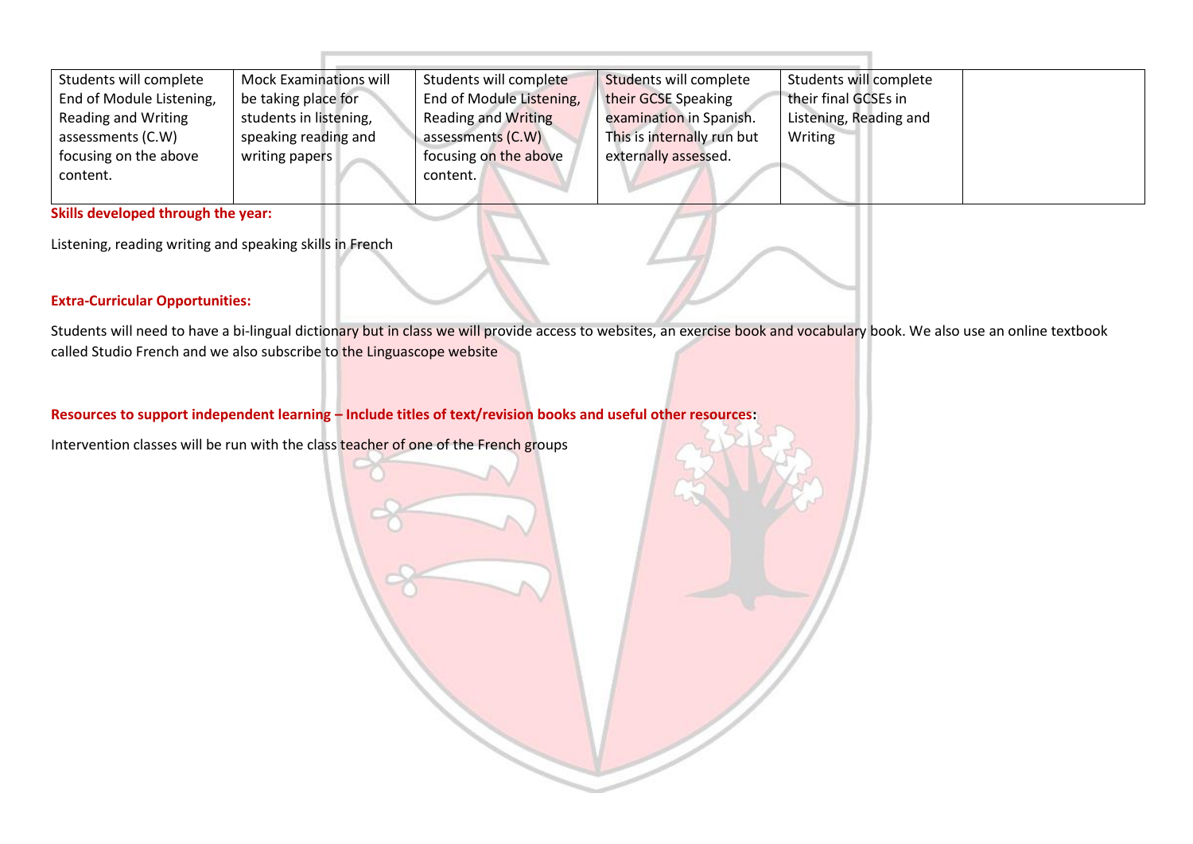| | | | | | |
|---|---|---|---|---|---|
| Students will complete End of Module Listening, Reading and Writing assessments (C.W) focusing on the above content. | Mock Examinations will be taking place for students in listening, speaking reading and writing papers | Students will complete End of Module Listening, Reading and Writing assessments (C.W) focusing on the above content. | Students will complete their GCSE Speaking examination in Spanish. This is internally run but externally assessed. | Students will complete their final GCSEs in Listening, Reading and Writing | |

**Skills developed through the year:**

Listening, reading writing and speaking skills in French

**Extra-Curricular Opportunities:**

Students will need to have a bi-lingual dictionary but in class we will provide access to websites, an exercise book and vocabulary book. We also use an online textbook called Studio French and we also subscribe to the Linguascope website

**Resources to support independent learning – Include titles of text/revision books and useful other resources:**

Intervention classes will be run with the class teacher of one of the French groups